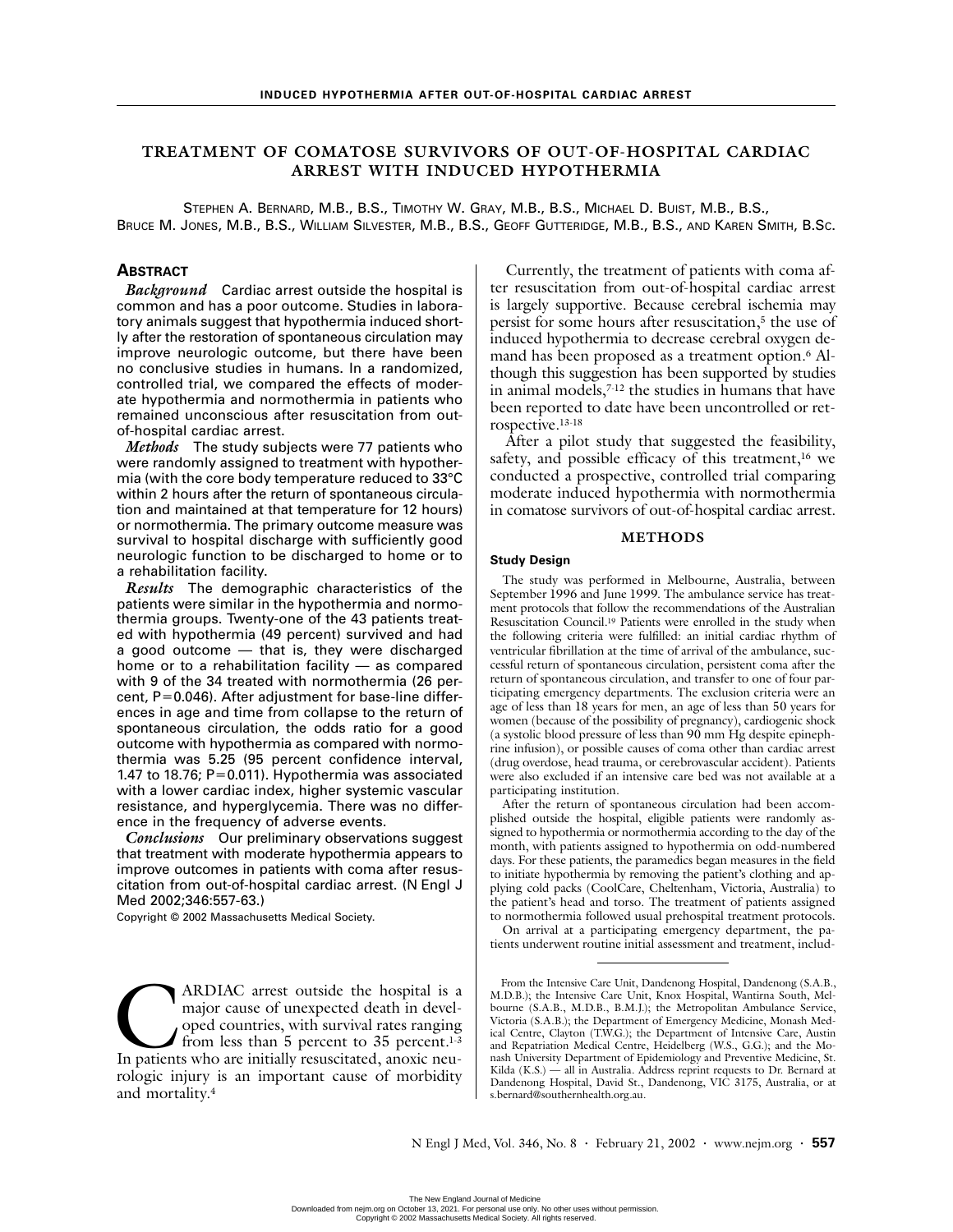# TREATMENT OF COMATOSE SURVIVORS OF OUT-OF-HOSPITAL CARDIAC ARREST WITH INDUCED HYPOTHERMIA

STEPHEN A. BERNARD, M.B., B.S., TIMOTHY W. GRAY, M.B., B.S., MICHAEL D. BUIST, M.B., B.S., BRUCE M. JONES, M.B., B.S., WILLIAM SILVESTER, M.B., B.S., GEOFF GUTTERIDGE, M.B., B.S., AND KAREN SMITH, B.SC.

## ABSTRACT

***Background*** Cardiac arrest outside the hospital is common and has a poor outcome. Studies in laboratory animals suggest that hypothermia induced shortly after the restoration of spontaneous circulation may improve neurologic outcome, but there have been no conclusive studies in humans. In a randomized, controlled trial, we compared the effects of moderate hypothermia and normothermia in patients who remained unconscious after resuscitation from out-of-hospital cardiac arrest.

***Methods*** The study subjects were 77 patients who were randomly assigned to treatment with hypothermia (with the core body temperature reduced to 33°C within 2 hours after the return of spontaneous circulation and maintained at that temperature for 12 hours) or normothermia. The primary outcome measure was survival to hospital discharge with sufficiently good neurologic function to be discharged to home or to a rehabilitation facility.

***Results*** The demographic characteristics of the patients were similar in the hypothermia and normothermia groups. Twenty-one of the 43 patients treated with hypothermia (49 percent) survived and had a good outcome — that is, they were discharged home or to a rehabilitation facility — as compared with 9 of the 34 treated with normothermia (26 percent, $P=0.046$). After adjustment for base-line differences in age and time from collapse to the return of spontaneous circulation, the odds ratio for a good outcome with hypothermia as compared with normothermia was 5.25 (95 percent confidence interval, 1.47 to 18.76; $P=0.011$). Hypothermia was associated with a lower cardiac index, higher systemic vascular resistance, and hyperglycemia. There was no difference in the frequency of adverse events.

***Conclusions*** Our preliminary observations suggest that treatment with moderate hypothermia appears to improve outcomes in patients with coma after resuscitation from out-of-hospital cardiac arrest. (N Engl J Med 2002;346:557-63.)

Copyright © 2002 Massachusetts Medical Society.

CARDIAC arrest outside the hospital is a major cause of unexpected death in developed countries, with survival rates ranging from less than 5 percent to 35 percent.[1-3] In patients who are initially resuscitated, anoxic neurologic injury is an important cause of morbidity and mortality.[4]

Currently, the treatment of patients with coma after resuscitation from out-of-hospital cardiac arrest is largely supportive. Because cerebral ischemia may persist for some hours after resuscitation,[5] the use of induced hypothermia to decrease cerebral oxygen demand has been proposed as a treatment option.[6] Although this suggestion has been supported by studies in animal models,[7-12] the studies in humans that have been reported to date have been uncontrolled or retrospective.[13-18]

After a pilot study that suggested the feasibility, safety, and possible efficacy of this treatment,[16] we conducted a prospective, controlled trial comparing moderate induced hypothermia with normothermia in comatose survivors of out-of-hospital cardiac arrest.

## METHODS

### Study Design

The study was performed in Melbourne, Australia, between September 1996 and June 1999. The ambulance service has treatment protocols that follow the recommendations of the Australian Resuscitation Council.[19] Patients were enrolled in the study when the following criteria were fulfilled: an initial cardiac rhythm of ventricular fibrillation at the time of arrival of the ambulance, successful return of spontaneous circulation, persistent coma after the return of spontaneous circulation, and transfer to one of four participating emergency departments. The exclusion criteria were an age of less than 18 years for men, an age of less than 50 years for women (because of the possibility of pregnancy), cardiogenic shock (a systolic blood pressure of less than 90 mm Hg despite epinephrine infusion), or possible causes of coma other than cardiac arrest (drug overdose, head trauma, or cerebrovascular accident). Patients were also excluded if an intensive care bed was not available at a participating institution.

After the return of spontaneous circulation had been accomplished outside the hospital, eligible patients were randomly assigned to hypothermia or normothermia according to the day of the month, with patients assigned to hypothermia on odd-numbered days. For these patients, the paramedics began measures in the field to initiate hypothermia by removing the patient's clothing and applying cold packs (CoolCare, Cheltenham, Victoria, Australia) to the patient's head and torso. The treatment of patients assigned to normothermia followed usual prehospital treatment protocols.

On arrival at a participating emergency department, the patients underwent routine initial assessment and treatment, includ-

From the Intensive Care Unit, Dandenong Hospital, Dandenong (S.A.B., M.D.B.); the Intensive Care Unit, Knox Hospital, Wantirna South, Melbourne (S.A.B., M.D.B., B.M.J.); the Metropolitan Ambulance Service, Victoria (S.A.B.); the Department of Emergency Medicine, Monash Medical Centre, Clayton (T.W.G.); the Department of Intensive Care, Austin and Repatriation Medical Centre, Heidelberg (W.S., G.G.); and the Monash University Department of Epidemiology and Preventive Medicine, St. Kilda (K.S.) — all in Australia. Address reprint requests to Dr. Bernard at Dandenong Hospital, David St., Dandenong, VIC 3175, Australia, or at s.bernard@southernhealth.org.au.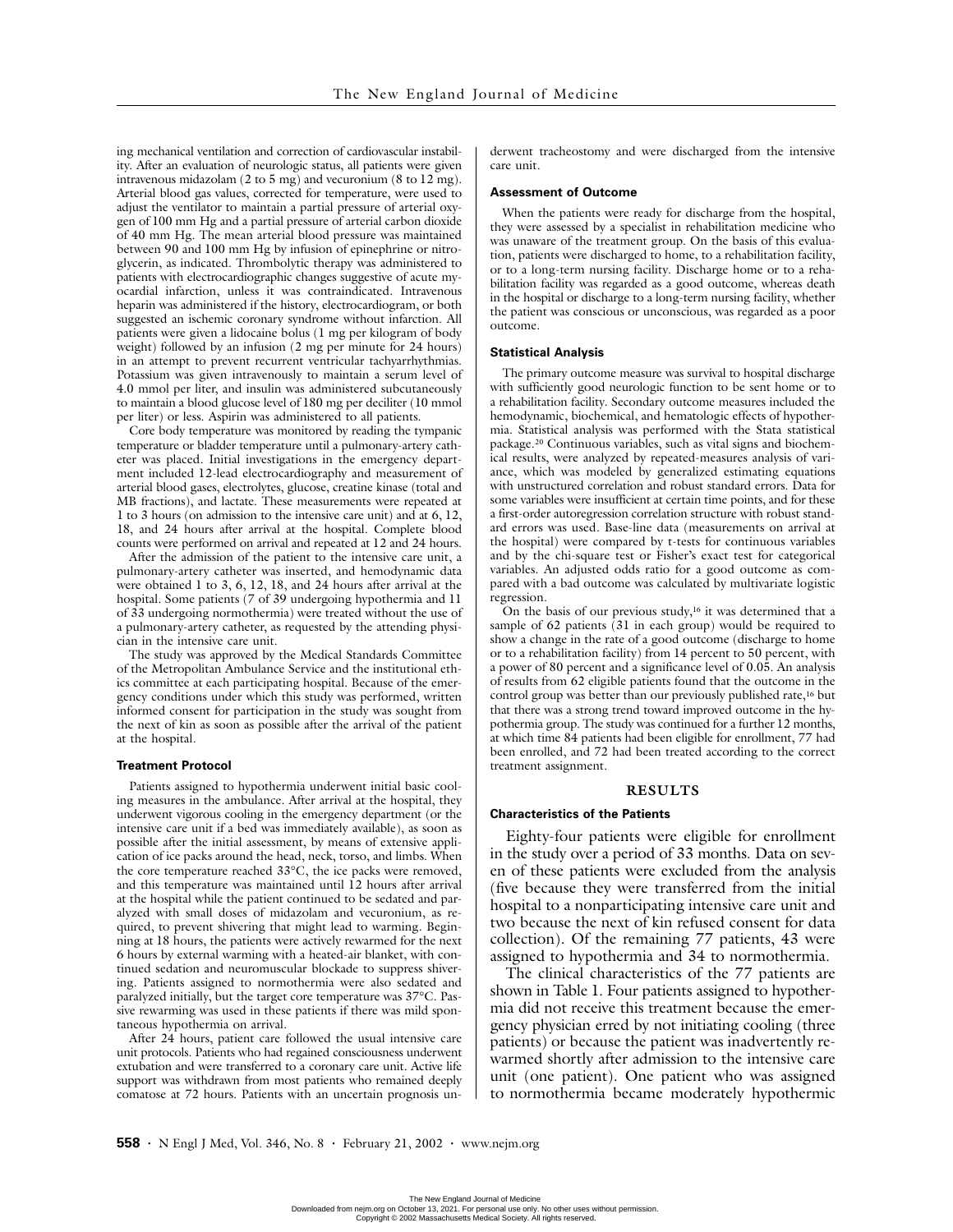ing mechanical ventilation and correction of cardiovascular instability. After an evaluation of neurologic status, all patients were given intravenous midazolam (2 to 5 mg) and vecuronium (8 to 12 mg). Arterial blood gas values, corrected for temperature, were used to adjust the ventilator to maintain a partial pressure of arterial oxygen of 100 mm Hg and a partial pressure of arterial carbon dioxide of 40 mm Hg. The mean arterial blood pressure was maintained between 90 and 100 mm Hg by infusion of epinephrine or nitroglycerin, as indicated. Thrombolytic therapy was administered to patients with electrocardiographic changes suggestive of acute myocardial infarction, unless it was contraindicated. Intravenous heparin was administered if the history, electrocardiogram, or both suggested an ischemic coronary syndrome without infarction. All patients were given a lidocaine bolus (1 mg per kilogram of body weight) followed by an infusion (2 mg per minute for 24 hours) in an attempt to prevent recurrent ventricular tachyarrhythmias. Potassium was given intravenously to maintain a serum level of 4.0 mmol per liter, and insulin was administered subcutaneously to maintain a blood glucose level of 180 mg per deciliter (10 mmol per liter) or less. Aspirin was administered to all patients.

Core body temperature was monitored by reading the tympanic temperature or bladder temperature until a pulmonary-artery catheter was placed. Initial investigations in the emergency department included 12-lead electrocardiography and measurement of arterial blood gases, electrolytes, glucose, creatine kinase (total and MB fractions), and lactate. These measurements were repeated at 1 to 3 hours (on admission to the intensive care unit) and at 6, 12, 18, and 24 hours after arrival at the hospital. Complete blood counts were performed on arrival and repeated at 12 and 24 hours.

After the admission of the patient to the intensive care unit, a pulmonary-artery catheter was inserted, and hemodynamic data were obtained 1 to 3, 6, 12, 18, and 24 hours after arrival at the hospital. Some patients (7 of 39 undergoing hypothermia and 11 of 33 undergoing normothermia) were treated without the use of a pulmonary-artery catheter, as requested by the attending physician in the intensive care unit.

The study was approved by the Medical Standards Committee of the Metropolitan Ambulance Service and the institutional ethics committee at each participating hospital. Because of the emergency conditions under which this study was performed, written informed consent for participation in the study was sought from the next of kin as soon as possible after the arrival of the patient at the hospital.

### Treatment Protocol

Patients assigned to hypothermia underwent initial basic cooling measures in the ambulance. After arrival at the hospital, they underwent vigorous cooling in the emergency department (or the intensive care unit if a bed was immediately available), as soon as possible after the initial assessment, by means of extensive application of ice packs around the head, neck, torso, and limbs. When the core temperature reached 33°C, the ice packs were removed, and this temperature was maintained until 12 hours after arrival at the hospital while the patient continued to be sedated and paralyzed with small doses of midazolam and vecuronium, as required, to prevent shivering that might lead to warming. Beginning at 18 hours, the patients were actively rewarmed for the next 6 hours by external warming with a heated-air blanket, with continued sedation and neuromuscular blockade to suppress shivering. Patients assigned to normothermia were also sedated and paralyzed initially, but the target core temperature was 37°C. Passive rewarming was used in these patients if there was mild spontaneous hypothermia on arrival.

After 24 hours, patient care followed the usual intensive care unit protocols. Patients who had regained consciousness underwent extubation and were transferred to a coronary care unit. Active life support was withdrawn from most patients who remained deeply comatose at 72 hours. Patients with an uncertain prognosis underwent tracheostomy and were discharged from the intensive care unit.

### Assessment of Outcome

When the patients were ready for discharge from the hospital, they were assessed by a specialist in rehabilitation medicine who was unaware of the treatment group. On the basis of this evaluation, patients were discharged to home, to a rehabilitation facility, or to a long-term nursing facility. Discharge home or to a rehabilitation facility was regarded as a good outcome, whereas death in the hospital or discharge to a long-term nursing facility, whether the patient was conscious or unconscious, was regarded as a poor outcome.

### Statistical Analysis

The primary outcome measure was survival to hospital discharge with sufficiently good neurologic function to be sent home or to a rehabilitation facility. Secondary outcome measures included the hemodynamic, biochemical, and hematologic effects of hypothermia. Statistical analysis was performed with the Stata statistical package.[20] Continuous variables, such as vital signs and biochemical results, were analyzed by repeated-measures analysis of variance, which was modeled by generalized estimating equations with unstructured correlation and robust standard errors. Data for some variables were insufficient at certain time points, and for these a first-order autoregression correlation structure with robust standard errors was used. Base-line data (measurements on arrival at the hospital) were compared by t-tests for continuous variables and by the chi-square test or Fisher's exact test for categorical variables. An adjusted odds ratio for a good outcome as compared with a bad outcome was calculated by multivariate logistic regression.

On the basis of our previous study,[16] it was determined that a sample of 62 patients (31 in each group) would be required to show a change in the rate of a good outcome (discharge to home or to a rehabilitation facility) from 14 percent to 50 percent, with a power of 80 percent and a significance level of 0.05. An analysis of results from 62 eligible patients found that the outcome in the control group was better than our previously published rate,[16] but that there was a strong trend toward improved outcome in the hypothermia group. The study was continued for a further 12 months, at which time 84 patients had been eligible for enrollment, 77 had been enrolled, and 72 had been treated according to the correct treatment assignment.

## RESULTS

### Characteristics of the Patients

Eighty-four patients were eligible for enrollment in the study over a period of 33 months. Data on seven of these patients were excluded from the analysis (five because they were transferred from the initial hospital to a nonparticipating intensive care unit and two because the next of kin refused consent for data collection). Of the remaining 77 patients, 43 were assigned to hypothermia and 34 to normothermia.

The clinical characteristics of the 77 patients are shown in Table 1. Four patients assigned to hypothermia did not receive this treatment because the emergency physician erred by not initiating cooling (three patients) or because the patient was inadvertently rewarmed shortly after admission to the intensive care unit (one patient). One patient who was assigned to normothermia became moderately hypothermic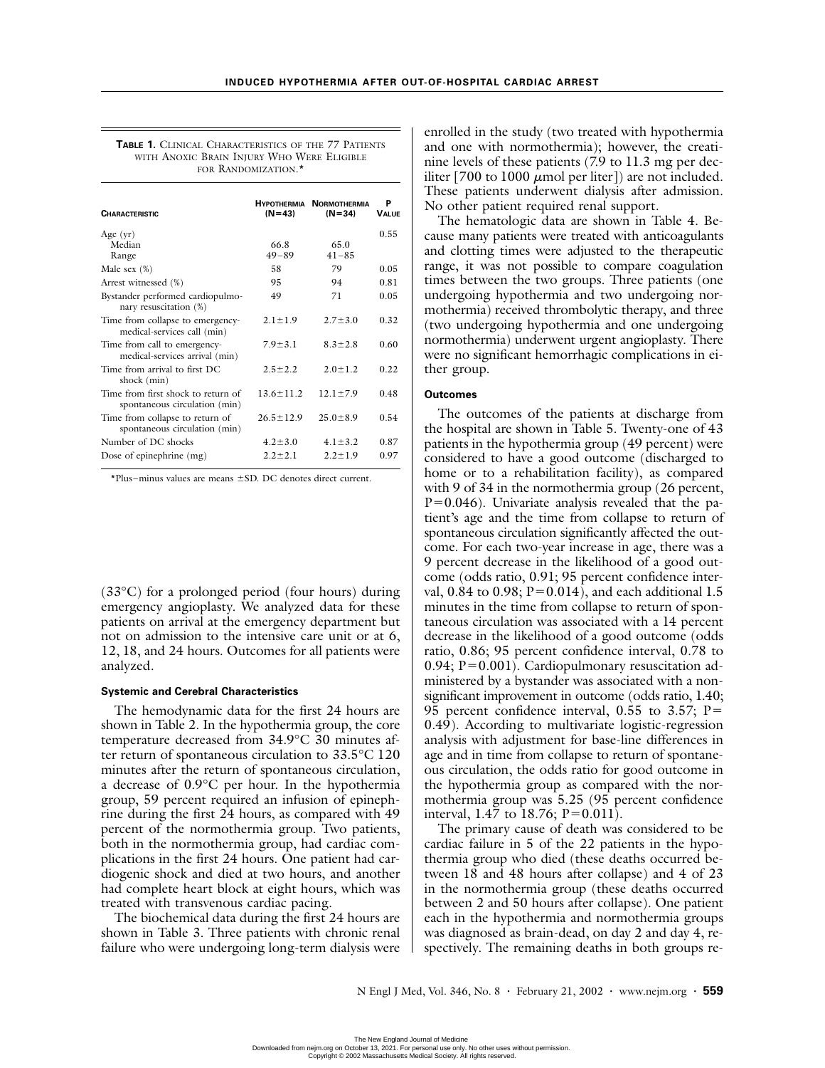**TABLE 1.** CLINICAL CHARACTERISTICS OF THE 77 PATIENTS WITH ANOXIC BRAIN INJURY WHO WERE ELIGIBLE FOR RANDOMIZATION.*

| CHARACTERISTIC | HYPOTHERMIA (N=43) | NORMOTHERMIA (N=34) | P VALUE |
|---|---|---|---|
| Age (yr) | | | 0.55 |
| Median | 66.8 | 65.0 | |
| Range | 49–89 | 41–85 | |
| Male sex (%) | 58 | 79 | 0.05 |
| Arrest witnessed (%) | 95 | 94 | 0.81 |
| Bystander performed cardiopulmonary resuscitation (%) | 49 | 71 | 0.05 |
| Time from collapse to emergency-medical-services call (min) | 2.1±1.9 | 2.7±3.0 | 0.32 |
| Time from call to emergency-medical-services arrival (min) | 7.9±3.1 | 8.3±2.8 | 0.60 |
| Time from arrival to first DC shock (min) | 2.5±2.2 | 2.0±1.2 | 0.22 |
| Time from first shock to return of spontaneous circulation (min) | 13.6±11.2 | 12.1±7.9 | 0.48 |
| Time from collapse to return of spontaneous circulation (min) | 26.5±12.9 | 25.0±8.9 | 0.54 |
| Number of DC shocks | 4.2±3.0 | 4.1±3.2 | 0.87 |
| Dose of epinephrine (mg) | 2.2±2.1 | 2.2±1.9 | 0.97 |

*Plus–minus values are means ±SD. DC denotes direct current.

(33°C) for a prolonged period (four hours) during emergency angioplasty. We analyzed data for these patients on arrival at the emergency department but not on admission to the intensive care unit or at 6, 12, 18, and 24 hours. Outcomes for all patients were analyzed.

### Systemic and Cerebral Characteristics

The hemodynamic data for the first 24 hours are shown in Table 2. In the hypothermia group, the core temperature decreased from 34.9°C 30 minutes after return of spontaneous circulation to 33.5°C 120 minutes after the return of spontaneous circulation, a decrease of 0.9°C per hour. In the hypothermia group, 59 percent required an infusion of epinephrine during the first 24 hours, as compared with 49 percent of the normothermia group. Two patients, both in the normothermia group, had cardiac complications in the first 24 hours. One patient had cardiogenic shock and died at two hours, and another had complete heart block at eight hours, which was treated with transvenous cardiac pacing.

The biochemical data during the first 24 hours are shown in Table 3. Three patients with chronic renal failure who were undergoing long-term dialysis were enrolled in the study (two treated with hypothermia and one with normothermia); however, the creatinine levels of these patients (7.9 to 11.3 mg per deciliter [700 to 1000 μmol per liter]) are not included. These patients underwent dialysis after admission. No other patient required renal support.

The hematologic data are shown in Table 4. Because many patients were treated with anticoagulants and clotting times were adjusted to the therapeutic range, it was not possible to compare coagulation times between the two groups. Three patients (one undergoing hypothermia and two undergoing normothermia) received thrombolytic therapy, and three (two undergoing hypothermia and one undergoing normothermia) underwent urgent angioplasty. There were no significant hemorrhagic complications in either group.

### Outcomes

The outcomes of the patients at discharge from the hospital are shown in Table 5. Twenty-one of 43 patients in the hypothermia group (49 percent) were considered to have a good outcome (discharged to home or to a rehabilitation facility), as compared with 9 of 34 in the normothermia group (26 percent, $P=0.046$). Univariate analysis revealed that the patient's age and the time from collapse to return of spontaneous circulation significantly affected the outcome. For each two-year increase in age, there was a 9 percent decrease in the likelihood of a good outcome (odds ratio, 0.91; 95 percent confidence interval, 0.84 to 0.98; $P=0.014$), and each additional 1.5 minutes in the time from collapse to return of spontaneous circulation was associated with a 14 percent decrease in the likelihood of a good outcome (odds ratio, 0.86; 95 percent confidence interval, 0.78 to 0.94; $P=0.001$). Cardiopulmonary resuscitation administered by a bystander was associated with a nonsignificant improvement in outcome (odds ratio, 1.40; 95 percent confidence interval, 0.55 to 3.57; $P=0.49$). According to multivariate logistic-regression analysis with adjustment for base-line differences in age and in time from collapse to return of spontaneous circulation, the odds ratio for good outcome in the hypothermia group as compared with the normothermia group was 5.25 (95 percent confidence interval, 1.47 to 18.76; $P=0.011$).

The primary cause of death was considered to be cardiac failure in 5 of the 22 patients in the hypothermia group who died (these deaths occurred between 18 and 48 hours after collapse) and 4 of 23 in the normothermia group (these deaths occurred between 2 and 50 hours after collapse). One patient each in the hypothermia and normothermia groups was diagnosed as brain-dead, on day 2 and day 4, respectively. The remaining deaths in both groups re-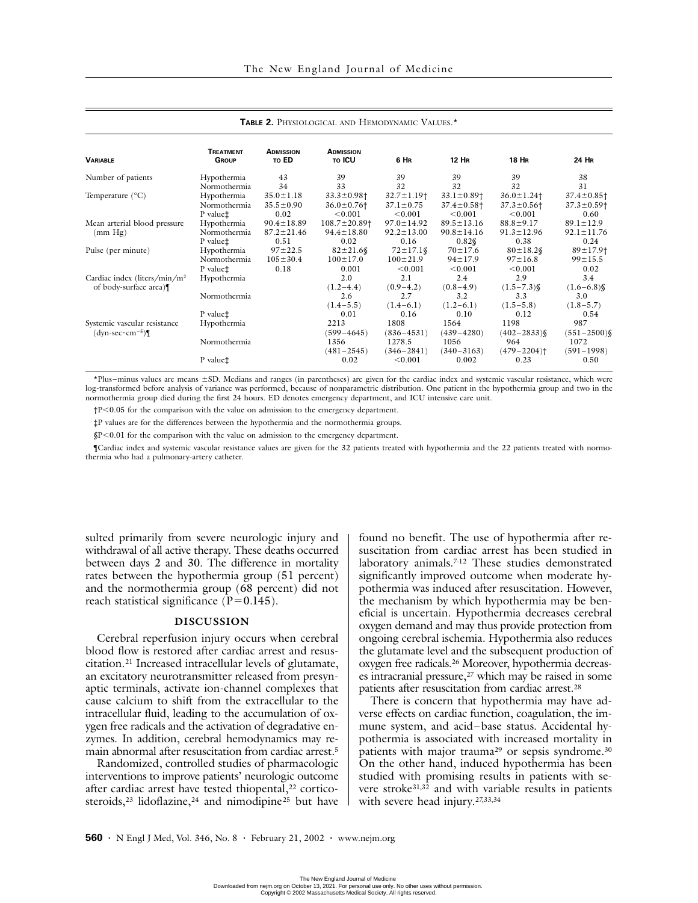**TABLE 2.** PHYSIOLOGICAL AND HEMODYNAMIC VALUES.*

| VARIABLE | TREATMENT GROUP | ADMISSION TO ED | ADMISSION TO ICU | 6 HR | 12 HR | 18 HR | 24 HR |
|---|---|---|---|---|---|---|---|
| Number of patients | Hypothermia | 43 | 39 | 39 | 39 | 39 | 38 |
| | Normothermia | 34 | 33 | 32 | 32 | 32 | 31 |
| Temperature (°C) | Hypothermia | 35.0±1.18 | 33.3±0.98† | 32.7±1.19† | 33.1±0.89† | 36.0±1.24† | 37.4±0.85† |
| | Normothermia | 35.5±0.90 | 36.0±0.76† | 37.1±0.75 | 37.4±0.58† | 37.3±0.56† | 37.3±0.59† |
| | P value‡ | 0.02 | <0.001 | <0.001 | <0.001 | <0.001 | 0.60 |
| Mean arterial blood pressure (mm Hg) | Hypothermia | 90.4±18.89 | 108.7±20.89† | 97.0±14.92 | 89.5±13.16 | 88.8±9.17 | 89.1±12.9 |
| | Normothermia | 87.2±21.46 | 94.4±18.80 | 92.2±13.00 | 90.8±14.16 | 91.3±12.96 | 92.1±11.76 |
| | P value‡ | 0.51 | 0.02 | 0.16 | 0.82§ | 0.38 | 0.24 |
| Pulse (per minute) | Hypothermia | 97±22.5 | 82±21.6§ | 72±17.1§ | 70±17.6 | 80±18.2§ | 89±17.9† |
| | Normothermia | 105±30.4 | 100±17.0 | 100±21.9 | 94±17.9 | 97±16.8 | 99±15.5 |
| | P value‡ | 0.18 | 0.001 | <0.001 | <0.001 | <0.001 | 0.02 |
| Cardiac index (liters/min/$m^2$ of body-surface area)¶ | Hypothermia | | 2.0 (1.2–4.4) | 2.1 (0.9–4.2) | 2.4 (0.8–4.9) | 2.9 (1.5–7.3)§ | 3.4 (1.6–6.8)§ |
| | Normothermia | | 2.6 (1.4–5.5) | 2.7 (1.2–6.1) | 3.2 (1.2–6.1) | 3.3 (1.5–5.8) | 3.0 (1.8–5.7) |
| | P value‡ | | 0.01 | 0.16 | 0.10 | 0.12 | 0.54 |
| Systemic vascular resistance ($dyn \cdot sec \cdot cm^{-5}$)¶ | Hypothermia | | 2213 (599–4645) | 1808 (836–4531) | 1564 (439–4280) | 1198 (402–2833)§ | 987 (551–2500)§ |
| | Normothermia | | 1356 (481–2545) | 1278.5 (346–2841) | 1056 (340–3163) | 964 (479–2204)† | 1072 (591–1998) |
| | P value‡ | | 0.02 | <0.001 | 0.002 | 0.23 | 0.50 |

*Plus–minus values are means ±SD. Medians and ranges (in parentheses) are given for the cardiac index and systemic vascular resistance, which were log-transformed before analysis of variance was performed, because of nonparametric distribution. One patient in the hypothermia group and two in the normothermia group died during the first 24 hours. ED denotes emergency department, and ICU intensive care unit.

†P<0.05 for the comparison with the value on admission to the emergency department.

‡P values are for the differences between the hypothermia and the normothermia groups.

§P<0.01 for the comparison with the value on admission to the emergency department.

¶Cardiac index and systemic vascular resistance values are given for the 32 patients treated with hypothermia and the 22 patients treated with normothermia who had a pulmonary-artery catheter.

sulted primarily from severe neurologic injury and withdrawal of all active therapy. These deaths occurred between days 2 and 30. The difference in mortality rates between the hypothermia group (51 percent) and the normothermia group (68 percent) did not reach statistical significance (P=0.145).

## DISCUSSION

Cerebral reperfusion injury occurs when cerebral blood flow is restored after cardiac arrest and resuscitation.[21] Increased intracellular levels of glutamate, an excitatory neurotransmitter released from presynaptic terminals, activate ion-channel complexes that cause calcium to shift from the extracellular to the intracellular fluid, leading to the accumulation of oxygen free radicals and the activation of degradative enzymes. In addition, cerebral hemodynamics may remain abnormal after resuscitation from cardiac arrest.[5]

Randomized, controlled studies of pharmacologic interventions to improve patients' neurologic outcome after cardiac arrest have tested thiopental,[22] corticosteroids,[23] lidoflazine,[24] and nimodipine[25] but have found no benefit. The use of hypothermia after resuscitation from cardiac arrest has been studied in laboratory animals.[7-12] These studies demonstrated significantly improved outcome when moderate hypothermia was induced after resuscitation. However, the mechanism by which hypothermia may be beneficial is uncertain. Hypothermia decreases cerebral oxygen demand and may thus provide protection from ongoing cerebral ischemia. Hypothermia also reduces the glutamate level and the subsequent production of oxygen free radicals.[26] Moreover, hypothermia decreases intracranial pressure,[27] which may be raised in some patients after resuscitation from cardiac arrest.[28]

There is concern that hypothermia may have adverse effects on cardiac function, coagulation, the immune system, and acid–base status. Accidental hypothermia is associated with increased mortality in patients with major trauma[29] or sepsis syndrome.[30] On the other hand, induced hypothermia has been studied with promising results in patients with severe stroke[31,32] and with variable results in patients with severe head injury.[27,33,34]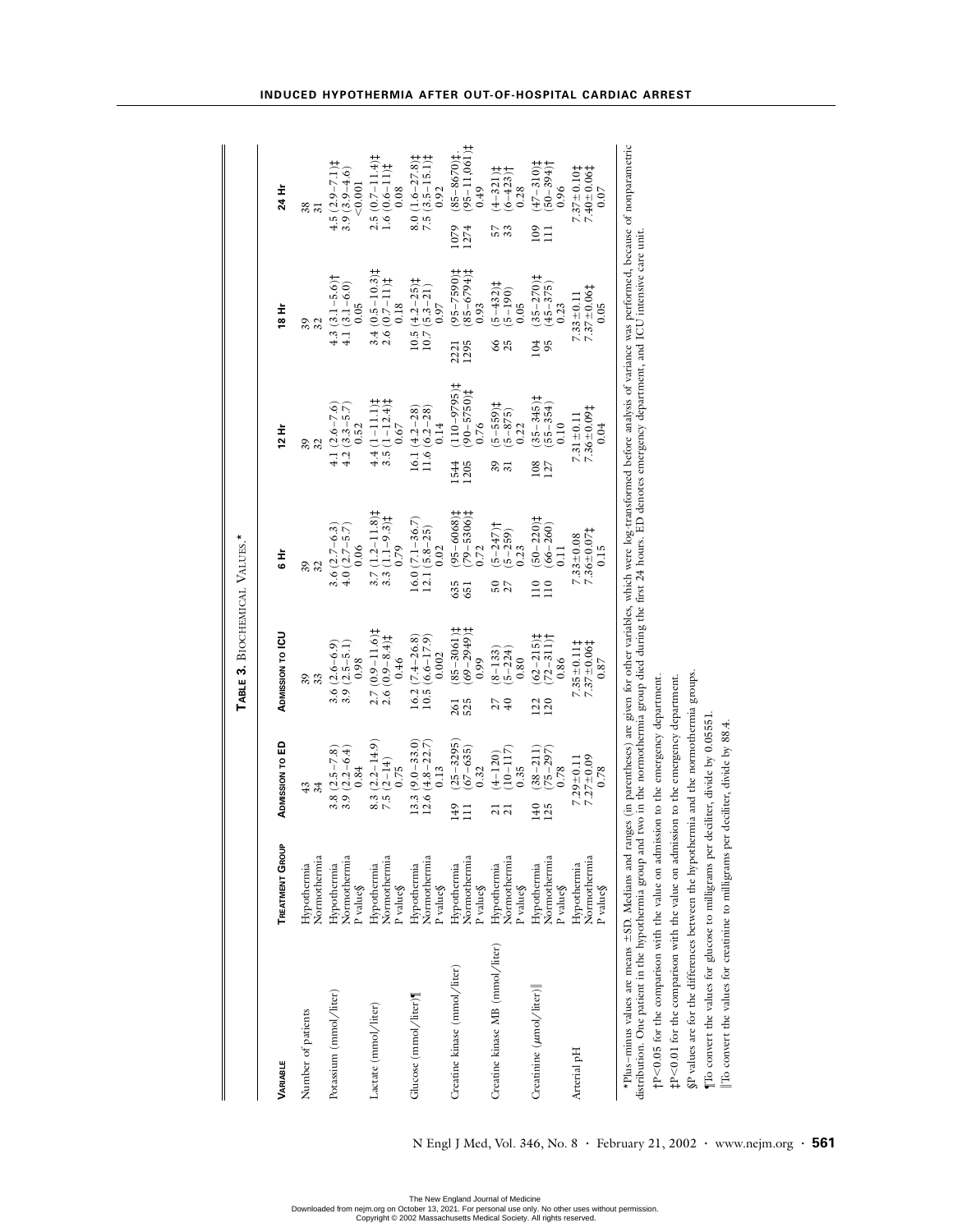**Table 3.** Biochemical Values.*

| Variable | Treatment Group | Admission to ED | Admission to ICU | 6 Hr | 12 Hr | 18 Hr | 24 Hr |
|---|---|---|---|---|---|---|---|
| Number of patients | Hypothermia | 43 | 39 | 39 | 39 | 39 | 38 |
| | Normothermia | 34 | 33 | 32 | 32 | 32 | 31 |
| Potassium (mmol/liter) | Hypothermia | 3.8 (2.5–7.8) | 3.6 (2.6–6.9) | 3.6 (2.7–6.3) | 4.1 (2.6–7.6) | 4.3 (3.1–5.6)† | 4.5 (2.9–7.1)‡ |
| | Normothermia | 3.9 (2.2–6.4) | 3.9 (2.5–5.1) | 4.0 (2.7–5.7) | 4.2 (3.3–5.7) | 4.1 (3.1–6.0) | 3.9 (3.9–4.6) |
| | P value§ | 0.84 | 0.98 | 0.06 | 0.52 | 0.05 | <0.001 |
| Lactate (mmol/liter) | Hypothermia | 8.3 (2.2–14.9) | 2.7 (0.9–11.6)‡ | 3.7 (1.2–11.8)‡ | 4.4 (1–11.1)‡ | 3.4 (0.5–10.3)‡ | 2.5 (0.7–11.4)‡ |
| | Normothermia | 7.5 (2–14) | 2.6 (0.9–8.4)‡ | 3.3 (1.1–9.3)‡ | 3.5 (1–12.4)‡ | 2.6 (0.7–11)‡ | 1.6 (0.6–11)‡ |
| | P value§ | 0.75 | 0.46 | 0.79 | 0.67 | 0.18 | 0.08 |
| Glucose (mmol/liter)¶ | Hypothermia | 13.3 (9.0–33.0) | 16.2 (7.4–26.8) | 16.0 (7.1–36.7) | 16.1 (4.2–28) | 10.5 (4.2–25)‡ | 8.0 (1.6–27.8)‡ |
| | Normothermia | 12.6 (4.8–22.7) | 10.5 (6.6–17.9) | 12.1 (5.8–25) | 11.6 (6.2–28) | 10.7 (5.3–21) | 7.5 (3.5–15.1)‡ |
| | P value§ | 0.13 | 0.002 | 0.02 | 0.14 | 0.97 | 0.92 |
| Creatine kinase (mmol/liter) | Hypothermia | 149 (25–3295) | 261 (85–3061)‡ | 635 (95–6068)‡ | 1544 (110–9795)‡ | 2221 (95–7590)‡ | 1079 (85–8670)‡ |
| | Normothermia | 111 (67–635) | 525 (69–2949)‡ | 651 (79–5306)‡ | 1205 (90–5750)‡ | 1295 (85–6794)‡ | 1274 (95–11,061)‡ |
| | P value§ | 0.32 | 0.99 | 0.72 | 0.76 | 0.93 | 0.49 |
| Creatine kinase MB (mmol/liter) | Hypothermia | 21 (4–120) | 27 (8–133) | 50 (5–247)† | 39 (5–559)‡ | 66 (5–432)‡ | 57 (4–321)‡ |
| | Normothermia | 21 (10–117) | 40 (5–224) | 27 (5–259) | 31 (5–875) | 25 (5–190) | 33 (6–423)† |
| | P value§ | 0.35 | 0.80 | 0.23 | 0.22 | 0.05 | 0.28 |
| Creatinine (µmol/liter)‖ | Hypothermia | 140 (38–211) | 122 (62–215)‡ | 110 (50–220)‡ | 108 (35–345)‡ | 104 (35–270)‡ | 109 (47–310)‡ |
| | Normothermia | 125 (75–297) | 120 (72–311)† | 110 (66–260) | 127 (55–354) | 95 (45–375) | 111 (50–394)† |
| | P value§ | 0.78 | 0.86 | 0.11 | 0.10 | 0.23 | 0.96 |
| Arterial pH | Hypothermia | 7.29±0.11 | 7.35±0.11‡ | 7.33±0.08 | 7.31±0.11 | 7.33±0.11 | 7.37±0.10‡ |
| | Normothermia | 7.27±0.09 | 7.37±0.06‡ | 7.36±0.07‡ | 7.36±0.09‡ | 7.37±0.06‡ | 7.40±0.06‡ |
| | P value§ | 0.78 | 0.87 | 0.15 | 0.04 | 0.05 | 0.07 |

*Plus–minus values are means ±SD. Medians and ranges (in parentheses) are given for other variables, which were log-transformed before analysis of variance was performed, because of nonparametric distribution. One patient in the hypothermia group and two in the normothermia group died during the first 24 hours. ED denotes emergency department, and ICU intensive care unit.

†P<0.05 for the comparison with the value on admission to the emergency department.

‡P<0.01 for the comparison with the value on admission to the emergency department.

§P values are for the differences between the hypothermia and the normothermia groups.

¶To convert the values for glucose to milligrams per deciliter, divide by 0.05551.

‖To convert the values for creatinine to milligrams per deciliter, divide by 88.4.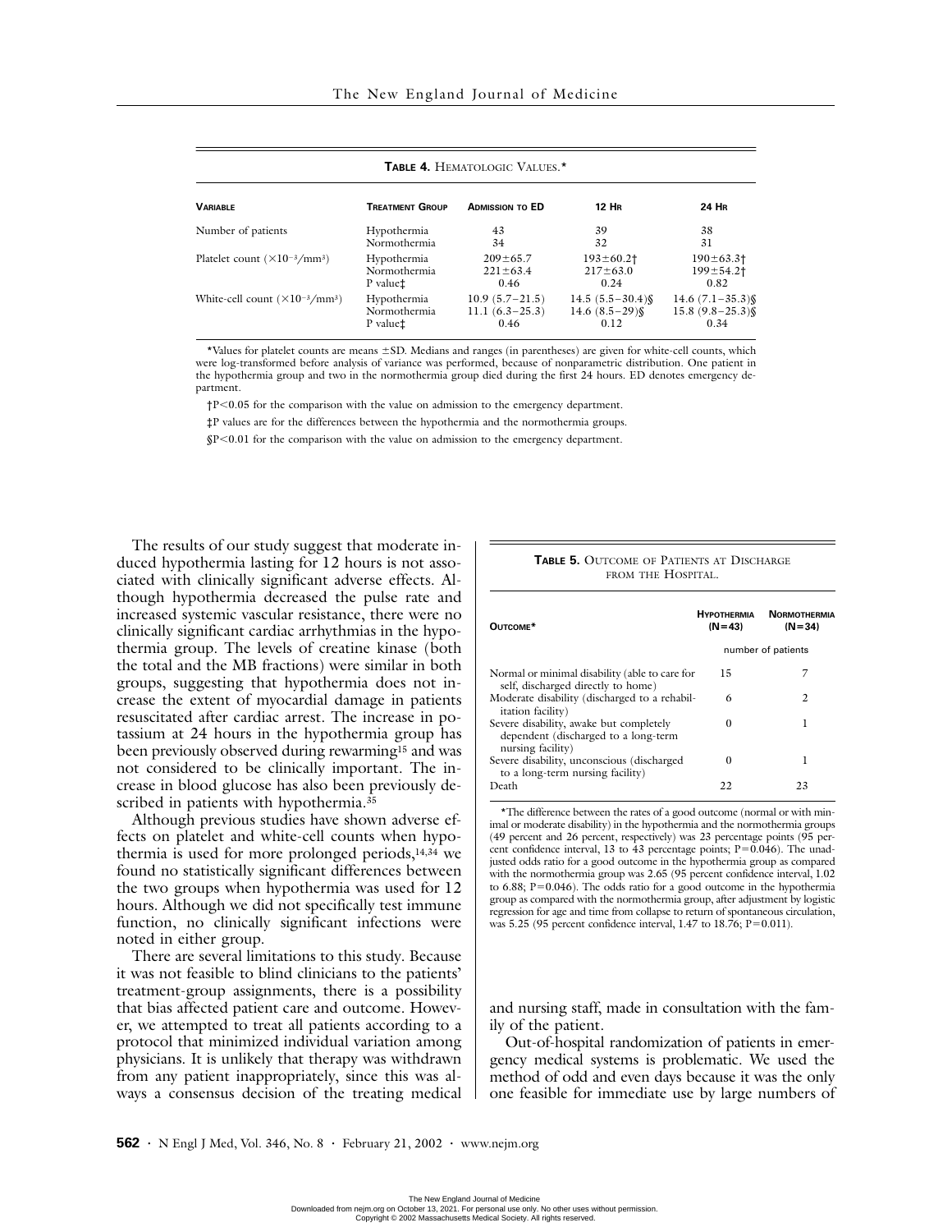**TABLE 4.** HEMATOLOGIC VALUES.*

| VARIABLE | TREATMENT GROUP | ADMISSION TO ED | 12 HR | 24 HR |
|---|---|---|---|---|
| Number of patients | Hypothermia | 43 | 39 | 38 |
| | Normothermia | 34 | 32 | 31 |
| Platelet count ($\times 10^{-3}$/mm$^3$) | Hypothermia | 209±65.7 | 193±60.2† | 190±63.3† |
| | Normothermia | 221±63.4 | 217±63.0 | 199±54.2† |
| | P value‡ | 0.46 | 0.24 | 0.82 |
| White-cell count ($\times 10^{-3}$/mm$^3$) | Hypothermia | 10.9 (5.7–21.5) | 14.5 (5.5–30.4)§ | 14.6 (7.1–35.3)§ |
| | Normothermia | 11.1 (6.3–25.3) | 14.6 (8.5–29)§ | 15.8 (9.8–25.3)§ |
| | P value‡ | 0.46 | 0.12 | 0.34 |

*Values for platelet counts are means ±SD. Medians and ranges (in parentheses) are given for white-cell counts, which were log-transformed before analysis of variance was performed, because of nonparametric distribution. One patient in the hypothermia group and two in the normothermia group died during the first 24 hours. ED denotes emergency department.

†P<0.05 for the comparison with the value on admission to the emergency department.

‡P values are for the differences between the hypothermia and the normothermia groups.

§P<0.01 for the comparison with the value on admission to the emergency department.

The results of our study suggest that moderate induced hypothermia lasting for 12 hours is not associated with clinically significant adverse effects. Although hypothermia decreased the pulse rate and increased systemic vascular resistance, there were no clinically significant cardiac arrhythmias in the hypothermia group. The levels of creatine kinase (both the total and the MB fractions) were similar in both groups, suggesting that hypothermia does not increase the extent of myocardial damage in patients resuscitated after cardiac arrest. The increase in potassium at 24 hours in the hypothermia group has been previously observed during rewarming[15] and was not considered to be clinically important. The increase in blood glucose has also been previously described in patients with hypothermia.[35]

Although previous studies have shown adverse effects on platelet and white-cell counts when hypothermia is used for more prolonged periods,[14,34] we found no statistically significant differences between the two groups when hypothermia was used for 12 hours. Although we did not specifically test immune function, no clinically significant infections were noted in either group.

There are several limitations to this study. Because it was not feasible to blind clinicians to the patients' treatment-group assignments, there is a possibility that bias affected patient care and outcome. However, we attempted to treat all patients according to a protocol that minimized individual variation among physicians. It is unlikely that therapy was withdrawn from any patient inappropriately, since this was always a consensus decision of the treating medical and nursing staff, made in consultation with the family of the patient.

Out-of-hospital randomization of patients in emergency medical systems is problematic. We used the method of odd and even days because it was the only one feasible for immediate use by large numbers of

**TABLE 5.** OUTCOME OF PATIENTS AT DISCHARGE FROM THE HOSPITAL.

| OUTCOME* | HYPOTHERMIA (N=43) | NORMOTHERMIA (N=34) |
|---|---|---|
| | number of patients | |
| Normal or minimal disability (able to care for self, discharged directly to home) | 15 | 7 |
| Moderate disability (discharged to a rehabilitation facility) | 6 | 2 |
| Severe disability, awake but completely dependent (discharged to a long-term nursing facility) | 0 | 1 |
| Severe disability, unconscious (discharged to a long-term nursing facility) | 0 | 1 |
| Death | 22 | 23 |

*The difference between the rates of a good outcome (normal or with minimal or moderate disability) in the hypothermia and the normothermia groups (49 percent and 26 percent, respectively) was 23 percentage points (95 percent confidence interval, 13 to 43 percentage points; P=0.046). The unadjusted odds ratio for a good outcome in the hypothermia group as compared with the normothermia group was 2.65 (95 percent confidence interval, 1.02 to 6.88; P=0.046). The odds ratio for a good outcome in the hypothermia group as compared with the normothermia group, after adjustment by logistic regression for age and time from collapse to return of spontaneous circulation, was 5.25 (95 percent confidence interval, 1.47 to 18.76; P=0.011).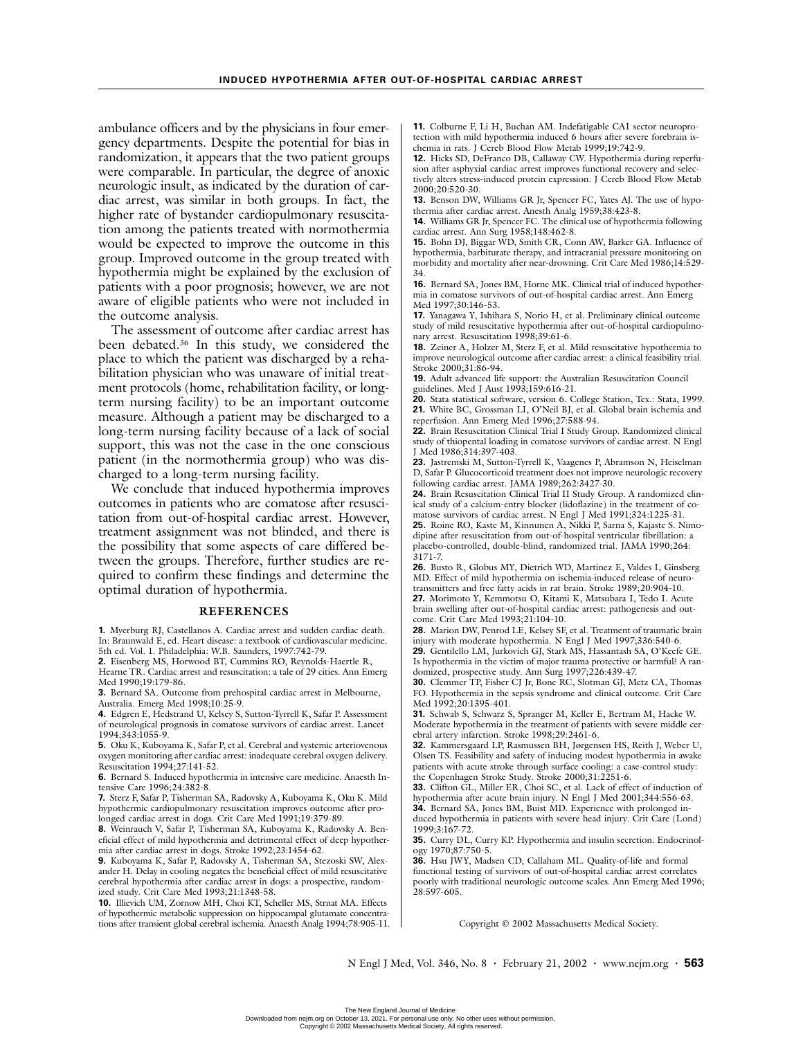ambulance officers and by the physicians in four emergency departments. Despite the potential for bias in randomization, it appears that the two patient groups were comparable. In particular, the degree of anoxic neurologic insult, as indicated by the duration of cardiac arrest, was similar in both groups. In fact, the higher rate of bystander cardiopulmonary resuscitation among the patients treated with normothermia would be expected to improve the outcome in this group. Improved outcome in the group treated with hypothermia might be explained by the exclusion of patients with a poor prognosis; however, we are not aware of eligible patients who were not included in the outcome analysis.

The assessment of outcome after cardiac arrest has been debated.[36] In this study, we considered the place to which the patient was discharged by a rehabilitation physician who was unaware of initial treatment protocols (home, rehabilitation facility, or long-term nursing facility) to be an important outcome measure. Although a patient may be discharged to a long-term nursing facility because of a lack of social support, this was not the case in the one conscious patient (in the normothermia group) who was discharged to a long-term nursing facility.

We conclude that induced hypothermia improves outcomes in patients who are comatose after resuscitation from out-of-hospital cardiac arrest. However, treatment assignment was not blinded, and there is the possibility that some aspects of care differed between the groups. Therefore, further studies are required to confirm these findings and determine the optimal duration of hypothermia.

## REFERENCES

**1.** Myerburg RJ, Castellanos A. Cardiac arrest and sudden cardiac death. In: Braunwald E, ed. Heart disease: a textbook of cardiovascular medicine. 5th ed. Vol. 1. Philadelphia: W.B. Saunders, 1997:742-79.

**2.** Eisenberg MS, Horwood BT, Cummins RO, Reynolds-Haertle R, Hearne TR. Cardiac arrest and resuscitation: a tale of 29 cities. Ann Emerg Med 1990;19:179-86.

**3.** Bernard SA. Outcome from prehospital cardiac arrest in Melbourne, Australia. Emerg Med 1998;10:25-9.

**4.** Edgren E, Hedstrand U, Kelsey S, Sutton-Tyrrell K, Safar P. Assessment of neurological prognosis in comatose survivors of cardiac arrest. Lancet 1994;343:1055-9.

**5.** Oku K, Kuboyama K, Safar P, et al. Cerebral and systemic arteriovenous oxygen monitoring after cardiac arrest: inadequate cerebral oxygen delivery. Resuscitation 1994;27:141-52.

**6.** Bernard S. Induced hypothermia in intensive care medicine. Anaesth Intensive Care 1996;24:382-8.

**7.** Sterz F, Safar P, Tisherman SA, Radovsky A, Kuboyama K, Oku K. Mild hypothermic cardiopulmonary resuscitation improves outcome after prolonged cardiac arrest in dogs. Crit Care Med 1991;19:379-89.

**8.** Weinrauch V, Safar P, Tisherman SA, Kuboyama K, Radovsky A. Beneficial effect of mild hypothermia and detrimental effect of deep hypothermia after cardiac arrest in dogs. Stroke 1992;23:1454-62.

**9.** Kuboyama K, Safar P, Radovsky A, Tisherman SA, Stezoski SW, Alexander H. Delay in cooling negates the beneficial effect of mild resuscitative cerebral hypothermia after cardiac arrest in dogs: a prospective, randomized study. Crit Care Med 1993;21:1348-58.

**10.** Illievich UM, Zornow MH, Choi KT, Scheller MS, Strnat MA. Effects of hypothermic metabolic suppression on hippocampal glutamate concentrations after transient global cerebral ischemia. Anaesth Analg 1994;78:905-11.

**11.** Colburne F, Li H, Buchan AM. Indefatigable CA1 sector neuroprotection with mild hypothermia induced 6 hours after severe forebrain ischemia in rats. J Cereb Blood Flow Metab 1999;19:742-9.

**12.** Hicks SD, DeFranco DB, Callaway CW. Hypothermia during reperfusion after asphyxial cardiac arrest improves functional recovery and selectively alters stress-induced protein expression. J Cereb Blood Flow Metab 2000;20:520-30.

**13.** Benson DW, Williams GR Jr, Spencer FC, Yates AJ. The use of hypothermia after cardiac arrest. Anesth Analg 1959;38:423-8.

**14.** Williams GR Jr, Spencer FC. The clinical use of hypothermia following cardiac arrest. Ann Surg 1958;148:462-8.

**15.** Bohn DJ, Biggar WD, Smith CR, Conn AW, Barker GA. Influence of hypothermia, barbiturate therapy, and intracranial pressure monitoring on morbidity and mortality after near-drowning. Crit Care Med 1986;14:529-34.

**16.** Bernard SA, Jones BM, Horne MK. Clinical trial of induced hypothermia in comatose survivors of out-of-hospital cardiac arrest. Ann Emerg Med 1997;30:146-53.

**17.** Yanagawa Y, Ishihara S, Norio H, et al. Preliminary clinical outcome study of mild resuscitative hypothermia after out-of-hospital cardiopulmonary arrest. Resuscitation 1998;39:61-6.

**18.** Zeiner A, Holzer M, Sterz F, et al. Mild resuscitative hypothermia to improve neurological outcome after cardiac arrest: a clinical feasibility trial. Stroke 2000;31:86-94.

**19.** Adult advanced life support: the Australian Resuscitation Council guidelines. Med J Aust 1993;159:616-21.

**20.** Stata statistical software, version 6. College Station, Tex.: Stata, 1999.

**21.** White BC, Grossman LI, O'Neil BJ, et al. Global brain ischemia and reperfusion. Ann Emerg Med 1996;27:588-94.

**22.** Brain Resuscitation Clinical Trial I Study Group. Randomized clinical study of thiopental loading in comatose survivors of cardiac arrest. N Engl J Med 1986;314:397-403.

**23.** Jastremski M, Sutton-Tyrrell K, Vaagenes P, Abramson N, Heiselman D, Safar P. Glucocorticoid treatment does not improve neurologic recovery following cardiac arrest. JAMA 1989;262:3427-30.

**24.** Brain Resuscitation Clinical Trial II Study Group. A randomized clinical study of a calcium-entry blocker (lidoflazine) in the treatment of comatose survivors of cardiac arrest. N Engl J Med 1991;324:1225-31.

**25.** Roine RO, Kaste M, Kinnunen A, Nikki P, Sarna S, Kajaste S. Nimodipine after resuscitation from out-of-hospital ventricular fibrillation: a placebo-controlled, double-blind, randomized trial. JAMA 1990;264:3171-7.

**26.** Busto R, Globus MY, Dietrich WD, Martinez E, Valdes I, Ginsberg MD. Effect of mild hypothermia on ischemia-induced release of neurotransmitters and free fatty acids in rat brain. Stroke 1989;20:904-10.

**27.** Morimoto Y, Kemmotsu O, Kitami K, Matsubara I, Tedo I. Acute brain swelling after out-of-hospital cardiac arrest: pathogenesis and outcome. Crit Care Med 1993;21:104-10.

**28.** Marion DW, Penrod LE, Kelsey SF, et al. Treatment of traumatic brain injury with moderate hypothermia. N Engl J Med 1997;336:540-6.

**29.** Gentilello LM, Jurkovich GJ, Stark MS, Hassantash SA, O'Keefe GE. Is hypothermia in the victim of major trauma protective or harmful? A randomized, prospective study. Ann Surg 1997;226:439-47.

**30.** Clemmer TP, Fisher CJ Jr, Bone RC, Slotman GJ, Metz CA, Thomas FO. Hypothermia in the sepsis syndrome and clinical outcome. Crit Care Med 1992;20:1395-401.

**31.** Schwab S, Schwarz S, Spranger M, Keller E, Bertram M, Hacke W. Moderate hypothermia in the treatment of patients with severe middle cerebral artery infarction. Stroke 1998;29:2461-6.

**32.** Kammersgaard LP, Rasmussen BH, Jørgensen HS, Reith J, Weber U, Olsen TS. Feasibility and safety of inducing modest hypothermia in awake patients with acute stroke through surface cooling: a case-control study: the Copenhagen Stroke Study. Stroke 2000;31:2251-6.

**33.** Clifton GL, Miller ER, Choi SC, et al. Lack of effect of induction of hypothermia after acute brain injury. N Engl J Med 2001;344:556-63.

**34.** Bernard SA, Jones BM, Buist MD. Experience with prolonged induced hypothermia in patients with severe head injury. Crit Care (Lond) 1999;3:167-72.

**35.** Curry DL, Curry KP. Hypothermia and insulin secretion. Endocrinology 1970;87:750-5.

**36.** Hsu JWY, Madsen CD, Callaham ML. Quality-of-life and formal functional testing of survivors of out-of-hospital cardiac arrest correlates poorly with traditional neurologic outcome scales. Ann Emerg Med 1996;28:597-605.

Copyright © 2002 Massachusetts Medical Society.